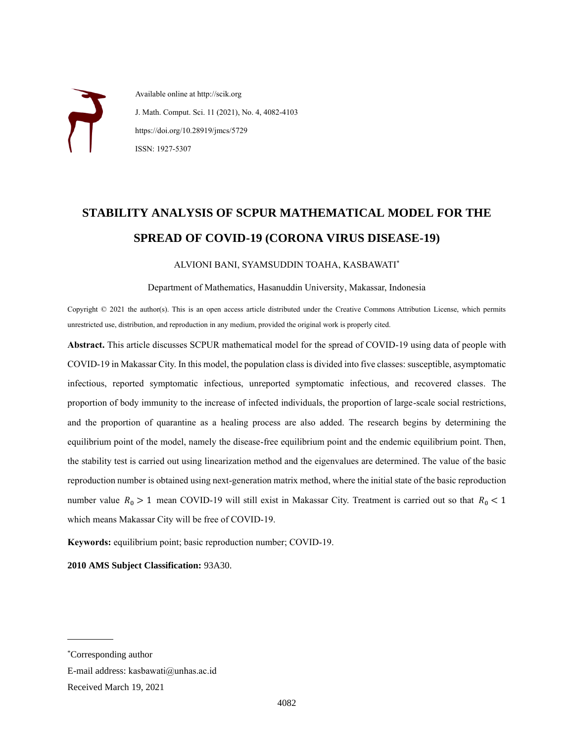Available online at http://scik.org

J. Math. Comput. Sci. 11 (2021), No. 4, 4082-4103

https://doi.org/10.28919/jmcs/5729

ISSN: 1927-5307

# STABILITY ANALYSIS OF SCPUR MATHEMATICAL MODEL FOR THE SPREAD OF COVID-19 (CORONA VIRUS DISEASE-19)

ALVIONI BANI, SYAMSUDDIN TOAHA, KASBAWATI*

Department of Mathematics, Hasanuddin University, Makassar, Indonesia

Copyright © 2021 the author(s). This is an open access article distributed under the Creative Commons Attribution License, which permits unrestricted use, distribution, and reproduction in any medium, provided the original work is properly cited.

**Abstract.** This article discusses SCPUR mathematical model for the spread of COVID-19 using data of people with COVID-19 in Makassar City. In this model, the population class is divided into five classes: susceptible, asymptomatic infectious, reported symptomatic infectious, unreported symptomatic infectious, and recovered classes. The proportion of body immunity to the increase of infected individuals, the proportion of large-scale social restrictions, and the proportion of quarantine as a healing process are also added. The research begins by determining the equilibrium point of the model, namely the disease-free equilibrium point and the endemic equilibrium point. Then, the stability test is carried out using linearization method and the eigenvalues are determined. The value of the basic reproduction number is obtained using next-generation matrix method, where the initial state of the basic reproduction number value $R_0 > 1$ mean COVID-19 will still exist in Makassar City. Treatment is carried out so that $R_0 < 1$ which means Makassar City will be free of COVID-19.

**Keywords:** equilibrium point; basic reproduction number; COVID-19.

**2010 AMS Subject Classification:** 93A30.

---

*Corresponding author

E-mail address: kasbawati@unhas.ac.id

Received March 19, 2021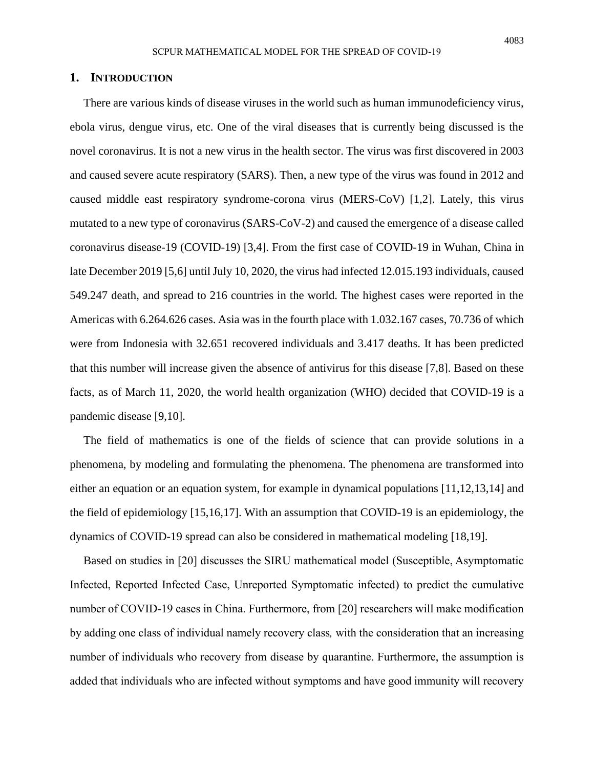## 1. INTRODUCTION

There are various kinds of disease viruses in the world such as human immunodeficiency virus, ebola virus, dengue virus, etc. One of the viral diseases that is currently being discussed is the novel coronavirus. It is not a new virus in the health sector. The virus was first discovered in 2003 and caused severe acute respiratory (SARS). Then, a new type of the virus was found in 2012 and caused middle east respiratory syndrome-corona virus (MERS-CoV) [1,2]. Lately, this virus mutated to a new type of coronavirus (SARS-CoV-2) and caused the emergence of a disease called coronavirus disease-19 (COVID-19) [3,4]. From the first case of COVID-19 in Wuhan, China in late December 2019 [5,6] until July 10, 2020, the virus had infected 12.015.193 individuals, caused 549.247 death, and spread to 216 countries in the world. The highest cases were reported in the Americas with 6.264.626 cases. Asia was in the fourth place with 1.032.167 cases, 70.736 of which were from Indonesia with 32.651 recovered individuals and 3.417 deaths. It has been predicted that this number will increase given the absence of antivirus for this disease [7,8]. Based on these facts, as of March 11, 2020, the world health organization (WHO) decided that COVID-19 is a pandemic disease [9,10].

The field of mathematics is one of the fields of science that can provide solutions in a phenomena, by modeling and formulating the phenomena. The phenomena are transformed into either an equation or an equation system, for example in dynamical populations [11,12,13,14] and the field of epidemiology [15,16,17]. With an assumption that COVID-19 is an epidemiology, the dynamics of COVID-19 spread can also be considered in mathematical modeling [18,19].

Based on studies in [20] discusses the SIRU mathematical model (Susceptible, Asymptomatic Infected, Reported Infected Case, Unreported Symptomatic infected) to predict the cumulative number of COVID-19 cases in China. Furthermore, from [20] researchers will make modification by adding one class of individual namely recovery class*,* with the consideration that an increasing number of individuals who recovery from disease by quarantine. Furthermore, the assumption is added that individuals who are infected without symptoms and have good immunity will recovery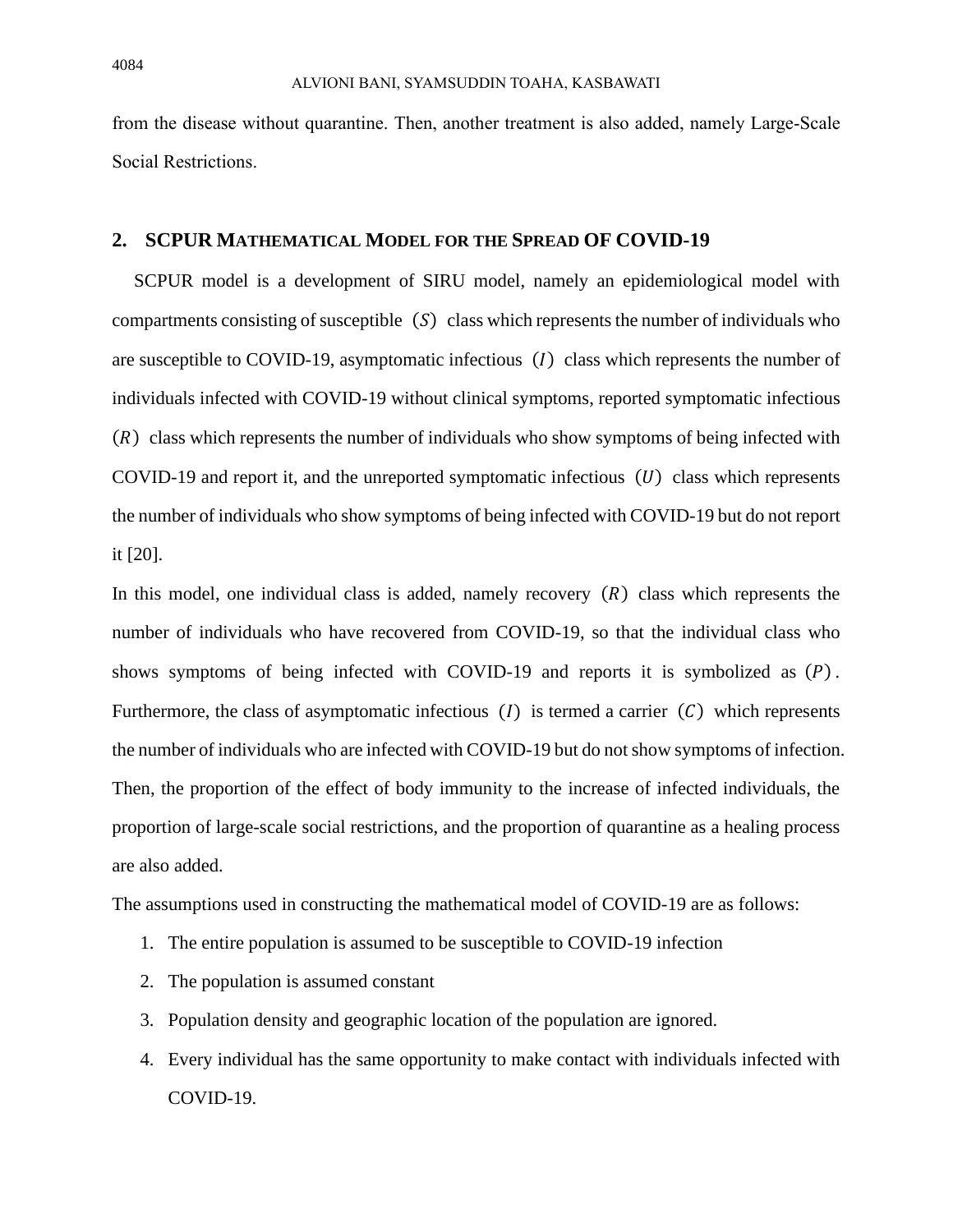from the disease without quarantine. Then, another treatment is also added, namely Large-Scale Social Restrictions.

## 2. SCPUR MATHEMATICAL MODEL FOR THE SPREAD OF COVID-19

SCPUR model is a development of SIRU model, namely an epidemiological model with compartments consisting of susceptible $(S)$ class which represents the number of individuals who are susceptible to COVID-19, asymptomatic infectious $(I)$ class which represents the number of individuals infected with COVID-19 without clinical symptoms, reported symptomatic infectious $(R)$ class which represents the number of individuals who show symptoms of being infected with COVID-19 and report it, and the unreported symptomatic infectious $(U)$ class which represents the number of individuals who show symptoms of being infected with COVID-19 but do not report it [20].

In this model, one individual class is added, namely recovery $(R)$ class which represents the number of individuals who have recovered from COVID-19, so that the individual class who shows symptoms of being infected with COVID-19 and reports it is symbolized as $(P)$. Furthermore, the class of asymptomatic infectious $(I)$ is termed a carrier $(C)$ which represents the number of individuals who are infected with COVID-19 but do not show symptoms of infection. Then, the proportion of the effect of body immunity to the increase of infected individuals, the proportion of large-scale social restrictions, and the proportion of quarantine as a healing process are also added.

The assumptions used in constructing the mathematical model of COVID-19 are as follows:

1. The entire population is assumed to be susceptible to COVID-19 infection
2. The population is assumed constant
3. Population density and geographic location of the population are ignored.
4. Every individual has the same opportunity to make contact with individuals infected with COVID-19.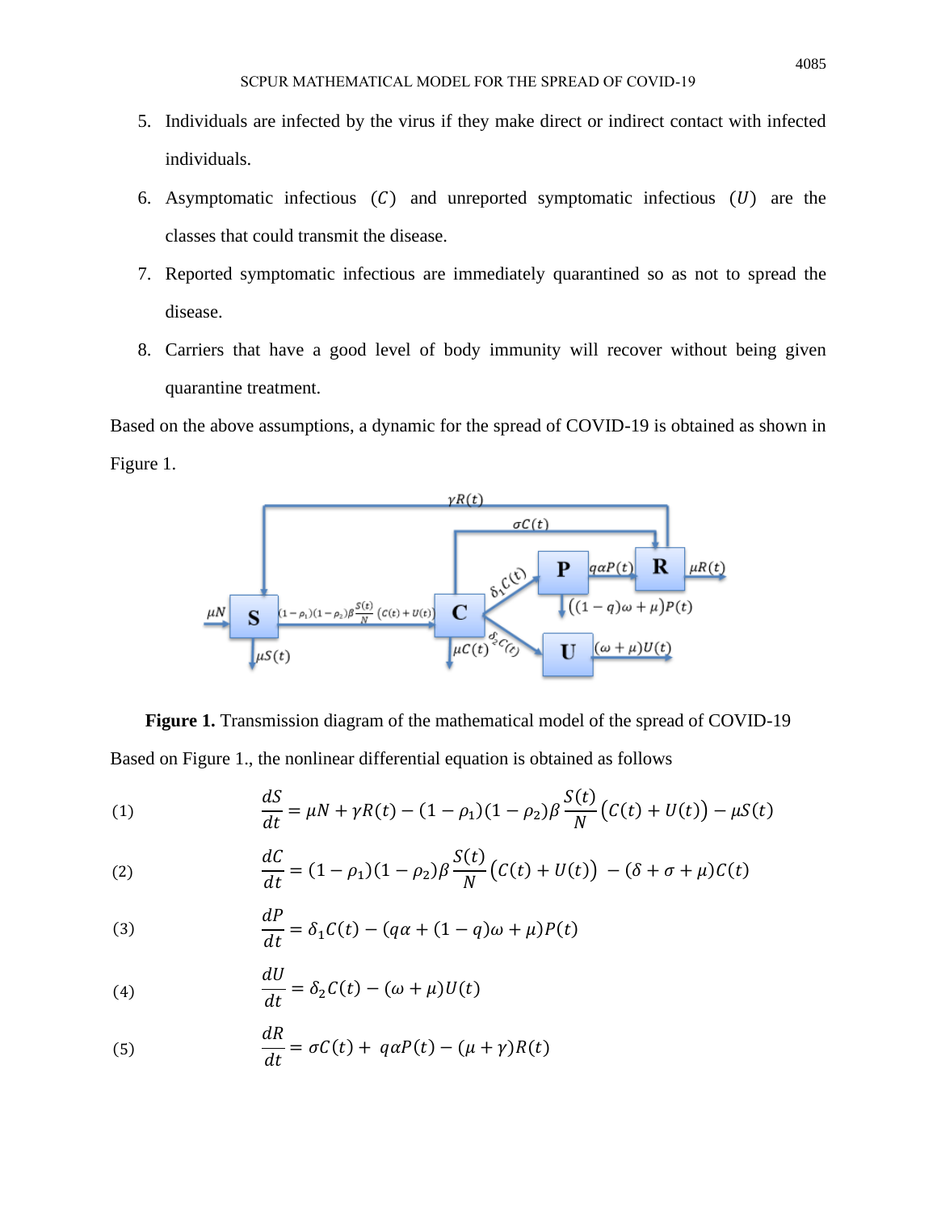5. Individuals are infected by the virus if they make direct or indirect contact with infected individuals.
6. Asymptomatic infectious $(C)$ and unreported symptomatic infectious $(U)$ are the classes that could transmit the disease.
7. Reported symptomatic infectious are immediately quarantined so as not to spread the disease.
8. Carriers that have a good level of body immunity will recover without being given quarantine treatment.

Based on the above assumptions, a dynamic for the spread of COVID-19 is obtained as shown in Figure 1.

**Figure 1.** Transmission diagram of the mathematical model of the spread of COVID-19

Based on Figure 1., the nonlinear differential equation is obtained as follows

$$\frac{dS}{dt} = \mu N + \gamma R(t) - (1-\rho_1)(1-\rho_2)\beta\frac{S(t)}{N}\big(C(t)+U(t)\big) - \mu S(t) \tag{1}$$

$$\frac{dC}{dt} = (1-\rho_1)(1-\rho_2)\beta\frac{S(t)}{N}\big(C(t)+U(t)\big) - (\delta+\sigma+\mu)C(t) \tag{2}$$

$$\frac{dP}{dt} = \delta_1 C(t) - (q\alpha + (1-q)\omega + \mu)P(t) \tag{3}$$

$$\frac{dU}{dt} = \delta_2 C(t) - (\omega+\mu)U(t) \tag{4}$$

$$\frac{dR}{dt} = \sigma C(t) + q\alpha P(t) - (\mu+\gamma)R(t) \tag{5}$$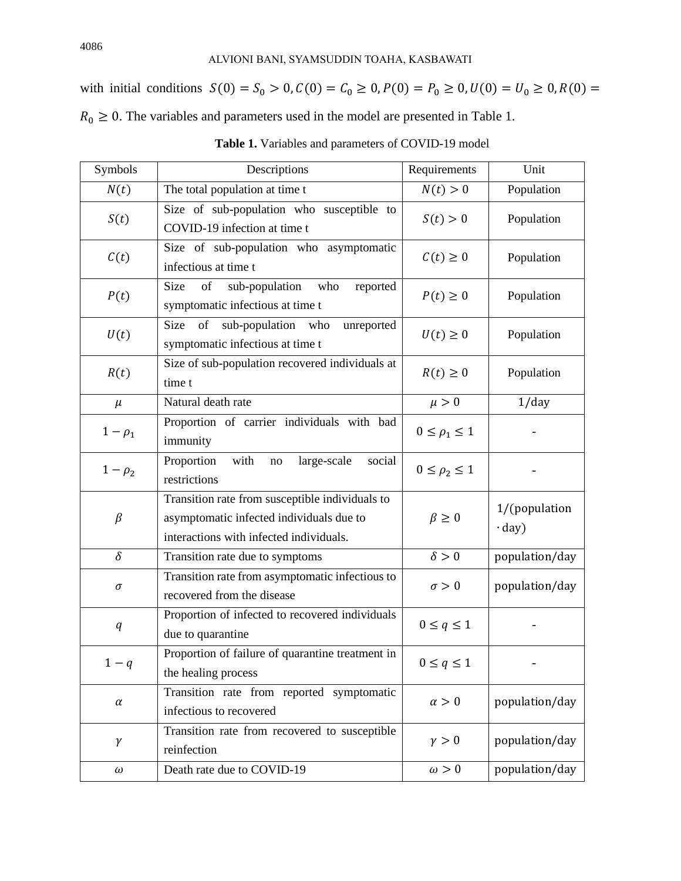with initial conditions $S(0) = S_0 > 0, C(0) = C_0 \geq 0, P(0) = P_0 \geq 0, U(0) = U_0 \geq 0, R(0) = R_0 \geq 0$. The variables and parameters used in the model are presented in Table 1.

**Table 1.** Variables and parameters of COVID-19 model

| Symbols | Descriptions | Requirements | Unit |
|---|---|---|---|
| $N(t)$ | The total population at time t | $N(t) > 0$ | Population |
| $S(t)$ | Size of sub-population who susceptible to COVID-19 infection at time t | $S(t) > 0$ | Population |
| $C(t)$ | Size of sub-population who asymptomatic infectious at time t | $C(t) \geq 0$ | Population |
| $P(t)$ | Size of sub-population who reported symptomatic infectious at time t | $P(t) \geq 0$ | Population |
| $U(t)$ | Size of sub-population who unreported symptomatic infectious at time t | $U(t) \geq 0$ | Population |
| $R(t)$ | Size of sub-population recovered individuals at time t | $R(t) \geq 0$ | Population |
| $\mu$ | Natural death rate | $\mu > 0$ | $1/\text{day}$ |
| $1 - \rho_1$ | Proportion of carrier individuals with bad immunity | $0 \leq \rho_1 \leq 1$ | - |
| $1 - \rho_2$ | Proportion with no large-scale social restrictions | $0 \leq \rho_2 \leq 1$ | - |
| $\beta$ | Transition rate from susceptible individuals to asymptomatic infected individuals due to interactions with infected individuals. | $\beta \geq 0$ | $1/(\text{population} \cdot \text{day})$ |
| $\delta$ | Transition rate due to symptoms | $\delta > 0$ | $\text{population}/\text{day}$ |
| $\sigma$ | Transition rate from asymptomatic infectious to recovered from the disease | $\sigma > 0$ | $\text{population}/\text{day}$ |
| $q$ | Proportion of infected to recovered individuals due to quarantine | $0 \leq q \leq 1$ | - |
| $1 - q$ | Proportion of failure of quarantine treatment in the healing process | $0 \leq q \leq 1$ | - |
| $\alpha$ | Transition rate from reported symptomatic infectious to recovered | $\alpha > 0$ | $\text{population}/\text{day}$ |
| $\gamma$ | Transition rate from recovered to susceptible reinfection | $\gamma > 0$ | $\text{population}/\text{day}$ |
| $\omega$ | Death rate due to COVID-19 | $\omega > 0$ | $\text{population}/\text{day}$ |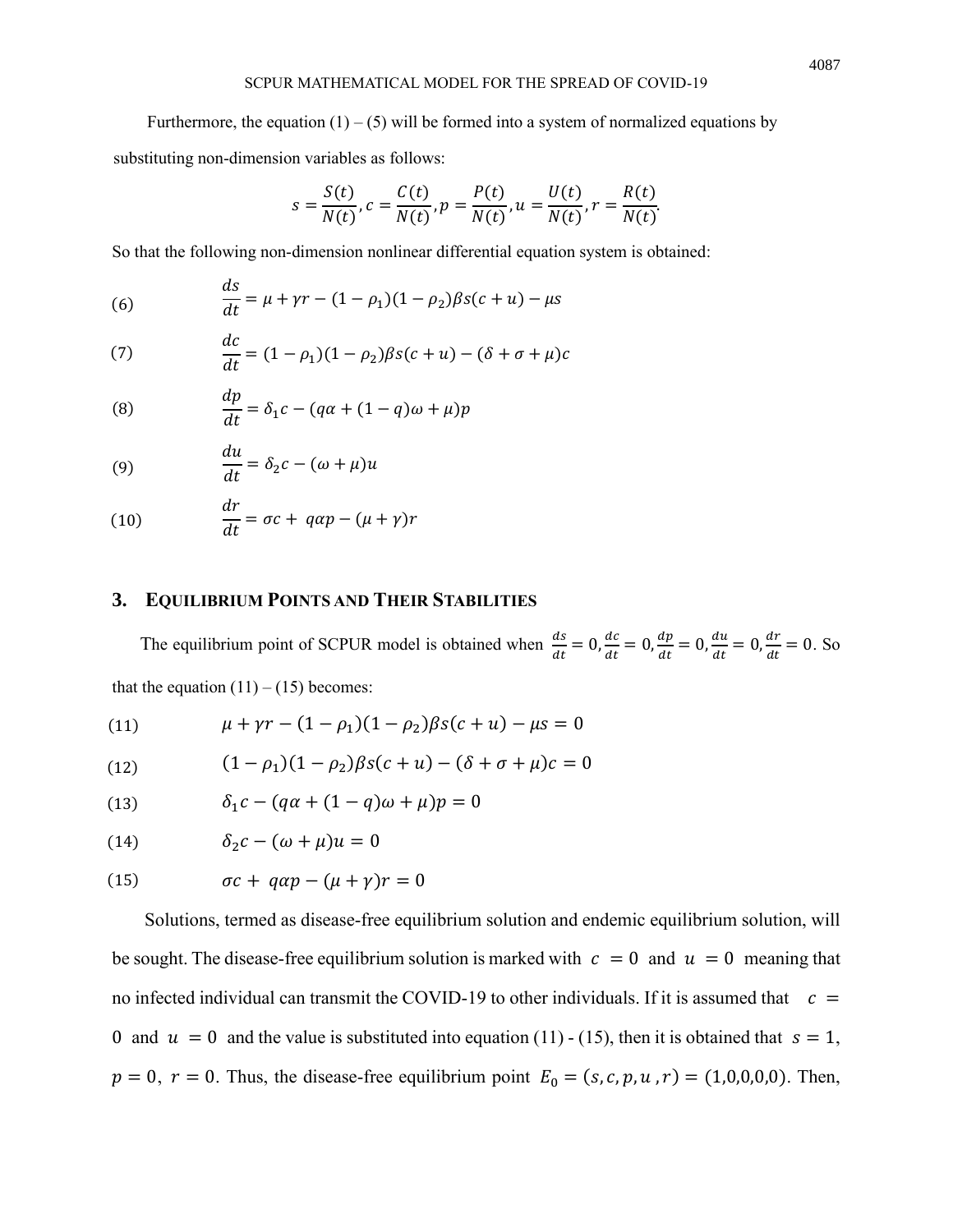Furthermore, the equation (1) – (5) will be formed into a system of normalized equations by substituting non-dimension variables as follows:

$$s = \frac{S(t)}{N(t)}, c = \frac{C(t)}{N(t)}, p = \frac{P(t)}{N(t)}, u = \frac{U(t)}{N(t)}, r = \frac{R(t)}{N(t)}.$$

So that the following non-dimension nonlinear differential equation system is obtained:

$$\frac{ds}{dt} = \mu + \gamma r - (1-\rho_1)(1-\rho_2)\beta s(c+u) - \mu s \tag{6}$$

$$\frac{dc}{dt} = (1-\rho_1)(1-\rho_2)\beta s(c+u) - (\delta + \sigma + \mu)c \tag{7}$$

$$\frac{dp}{dt} = \delta_1 c - (q\alpha + (1-q)\omega + \mu)p \tag{8}$$

$$\frac{du}{dt} = \delta_2 c - (\omega + \mu)u \tag{9}$$

$$\frac{dr}{dt} = \sigma c + q\alpha p - (\mu + \gamma)r \tag{10}$$

## 3. Equilibrium Points and Their Stabilities

The equilibrium point of SCPUR model is obtained when $\frac{ds}{dt} = 0, \frac{dc}{dt} = 0, \frac{dp}{dt} = 0, \frac{du}{dt} = 0, \frac{dr}{dt} = 0$. So that the equation (11) – (15) becomes:

$$\mu + \gamma r - (1-\rho_1)(1-\rho_2)\beta s(c+u) - \mu s = 0 \tag{11}$$

$$(1-\rho_1)(1-\rho_2)\beta s(c+u) - (\delta + \sigma + \mu)c = 0 \tag{12}$$

$$\delta_1 c - (q\alpha + (1-q)\omega + \mu)p = 0 \tag{13}$$

$$\delta_2 c - (\omega + \mu)u = 0 \tag{14}$$

$$\sigma c + q\alpha p - (\mu + \gamma)r = 0 \tag{15}$$

Solutions, termed as disease-free equilibrium solution and endemic equilibrium solution, will be sought. The disease-free equilibrium solution is marked with $c = 0$ and $u = 0$ meaning that no infected individual can transmit the COVID-19 to other individuals. If it is assumed that $c = 0$ and $u = 0$ and the value is substituted into equation (11) - (15), then it is obtained that $s = 1$, $p = 0$, $r = 0$. Thus, the disease-free equilibrium point $E_0 = (s, c, p, u, r) = (1,0,0,0,0)$. Then,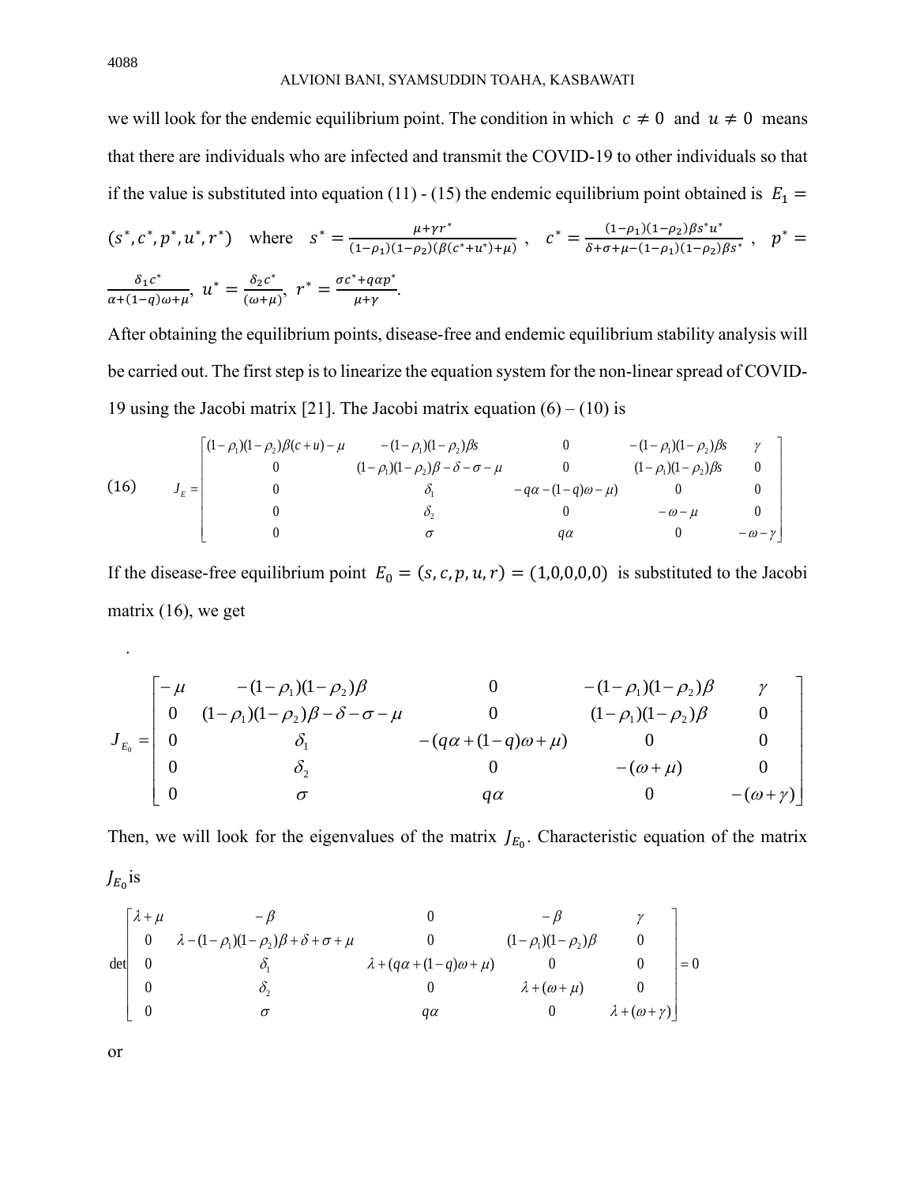we will look for the endemic equilibrium point. The condition in which $c \neq 0$ and $u \neq 0$ means that there are individuals who are infected and transmit the COVID-19 to other individuals so that if the value is substituted into equation (11) - (15) the endemic equilibrium point obtained is $E_1 = (s^*, c^*, p^*, u^*, r^*)$ where $s^* = \frac{\mu + \gamma r^*}{(1-\rho_1)(1-\rho_2)(\beta(c^*+u^*)+\mu)}$, $c^* = \frac{(1-\rho_1)(1-\rho_2)\beta s^* u^*}{\delta+\sigma+\mu-(1-\rho_1)(1-\rho_2)\beta s^*}$, $p^* = \frac{\delta_1 c^*}{\alpha+(1-q)\omega+\mu}$, $u^* = \frac{\delta_2 c^*}{(\omega+\mu)}$, $r^* = \frac{\sigma c^* + q\alpha p^*}{\mu+\gamma}$.

After obtaining the equilibrium points, disease-free and endemic equilibrium stability analysis will be carried out. The first step is to linearize the equation system for the non-linear spread of COVID-19 using the Jacobi matrix [21]. The Jacobi matrix equation (6) – (10) is

$$
(16) \qquad J_E = \begin{bmatrix} (1-\rho_1)(1-\rho_2)\beta(c+u)-\mu & -(1-\rho_1)(1-\rho_2)\beta s & 0 & -(1-\rho_1)(1-\rho_2)\beta s & \gamma \\ 0 & (1-\rho_1)(1-\rho_2)\beta-\delta-\sigma-\mu & 0 & (1-\rho_1)(1-\rho_2)\beta s & 0 \\ 0 & \delta_1 & -q\alpha-(1-q)\omega-\mu) & 0 & 0 \\ 0 & \delta_2 & 0 & -\omega-\mu & 0 \\ 0 & \sigma & q\alpha & 0 & -\omega-\gamma \end{bmatrix}
$$

If the disease-free equilibrium point $E_0 = (s, c, p, u, r) = (1,0,0,0,0)$ is substituted to the Jacobi matrix (16), we get

$$
J_{E_0} = \begin{bmatrix} -\mu & -(1-\rho_1)(1-\rho_2)\beta & 0 & -(1-\rho_1)(1-\rho_2)\beta & \gamma \\ 0 & (1-\rho_1)(1-\rho_2)\beta-\delta-\sigma-\mu & 0 & (1-\rho_1)(1-\rho_2)\beta & 0 \\ 0 & \delta_1 & -(q\alpha+(1-q)\omega+\mu) & 0 & 0 \\ 0 & \delta_2 & 0 & -(\omega+\mu) & 0 \\ 0 & \sigma & q\alpha & 0 & -(\omega+\gamma) \end{bmatrix}
$$

Then, we will look for the eigenvalues of the matrix $J_{E_0}$. Characteristic equation of the matrix $J_{E_0}$ is

$$
\det \begin{bmatrix} \lambda+\mu & -\beta & 0 & -\beta & \gamma \\ 0 & \lambda-(1-\rho_1)(1-\rho_2)\beta+\delta+\sigma+\mu & 0 & (1-\rho_1)(1-\rho_2)\beta & 0 \\ 0 & \delta_1 & \lambda+(q\alpha+(1-q)\omega+\mu) & 0 & 0 \\ 0 & \delta_2 & 0 & \lambda+(\omega+\mu) & 0 \\ 0 & \sigma & q\alpha & 0 & \lambda+(\omega+\gamma) \end{bmatrix} = 0
$$

or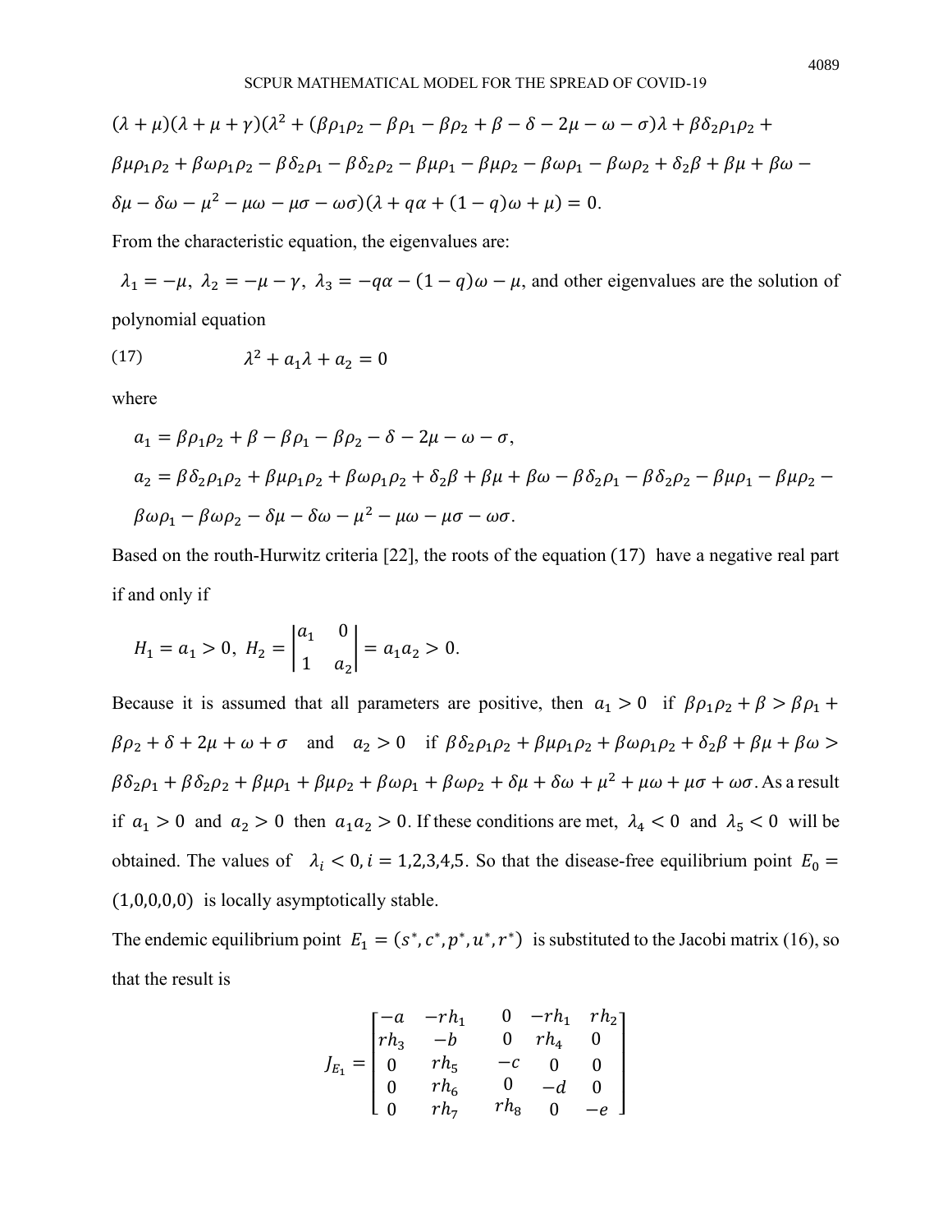$$(\lambda+\mu)(\lambda+\mu+\gamma)(\lambda^2+(\beta\rho_1\rho_2-\beta\rho_1-\beta\rho_2+\beta-\delta-2\mu-\omega-\sigma)\lambda+\beta\delta_2\rho_1\rho_2+\beta\mu\rho_1\rho_2+\beta\omega\rho_1\rho_2-\beta\delta_2\rho_1-\beta\delta_2\rho_2-\beta\mu\rho_1-\beta\mu\rho_2-\beta\omega\rho_1-\beta\omega\rho_2+\delta_2\beta+\beta\mu+\beta\omega-\delta\mu-\delta\omega-\mu^2-\mu\omega-\mu\sigma-\omega\sigma)(\lambda+q\alpha+(1-q)\omega+\mu)=0.$$

From the characteristic equation, the eigenvalues are:

$\lambda_1=-\mu,\ \lambda_2=-\mu-\gamma,\ \lambda_3=-q\alpha-(1-q)\omega-\mu$, and other eigenvalues are the solution of polynomial equation

$$\lambda^2+a_1\lambda+a_2=0 \tag{17}$$

where

$$a_1=\beta\rho_1\rho_2+\beta-\beta\rho_1-\beta\rho_2-\delta-2\mu-\omega-\sigma,$$

$$a_2=\beta\delta_2\rho_1\rho_2+\beta\mu\rho_1\rho_2+\beta\omega\rho_1\rho_2+\delta_2\beta+\beta\mu+\beta\omega-\beta\delta_2\rho_1-\beta\delta_2\rho_2-\beta\mu\rho_1-\beta\mu\rho_2-\beta\omega\rho_1-\beta\omega\rho_2-\delta\mu-\delta\omega-\mu^2-\mu\omega-\mu\sigma-\omega\sigma.$$

Based on the routh-Hurwitz criteria [22], the roots of the equation (17) have a negative real part if and only if

$$H_1=a_1>0,\ H_2=\begin{vmatrix} a_1 & 0 \\ 1 & a_2 \end{vmatrix}=a_1a_2>0.$$

Because it is assumed that all parameters are positive, then $a_1>0$ if $\beta\rho_1\rho_2+\beta>\beta\rho_1+\beta\rho_2+\delta+2\mu+\omega+\sigma$ and $a_2>0$ if $\beta\delta_2\rho_1\rho_2+\beta\mu\rho_1\rho_2+\beta\omega\rho_1\rho_2+\delta_2\beta+\beta\mu+\beta\omega>\beta\delta_2\rho_1+\beta\delta_2\rho_2+\beta\mu\rho_1+\beta\mu\rho_2+\beta\omega\rho_1+\beta\omega\rho_2+\delta\mu+\delta\omega+\mu^2+\mu\omega+\mu\sigma+\omega\sigma$. As a result if $a_1>0$ and $a_2>0$ then $a_1a_2>0$. If these conditions are met, $\lambda_4<0$ and $\lambda_5<0$ will be obtained. The values of $\lambda_i<0, i=1,2,3,4,5$. So that the disease-free equilibrium point $E_0=(1,0,0,0,0)$ is locally asymptotically stable.

The endemic equilibrium point $E_1=(s^*,c^*,p^*,u^*,r^*)$ is substituted to the Jacobi matrix (16), so that the result is

$$J_{E_1}=\begin{bmatrix} -a & -rh_1 & 0 & -rh_1 & rh_2 \\ rh_3 & -b & 0 & rh_4 & 0 \\ 0 & rh_5 & -c & 0 & 0 \\ 0 & rh_6 & 0 & -d & 0 \\ 0 & rh_7 & rh_8 & 0 & -e \end{bmatrix}$$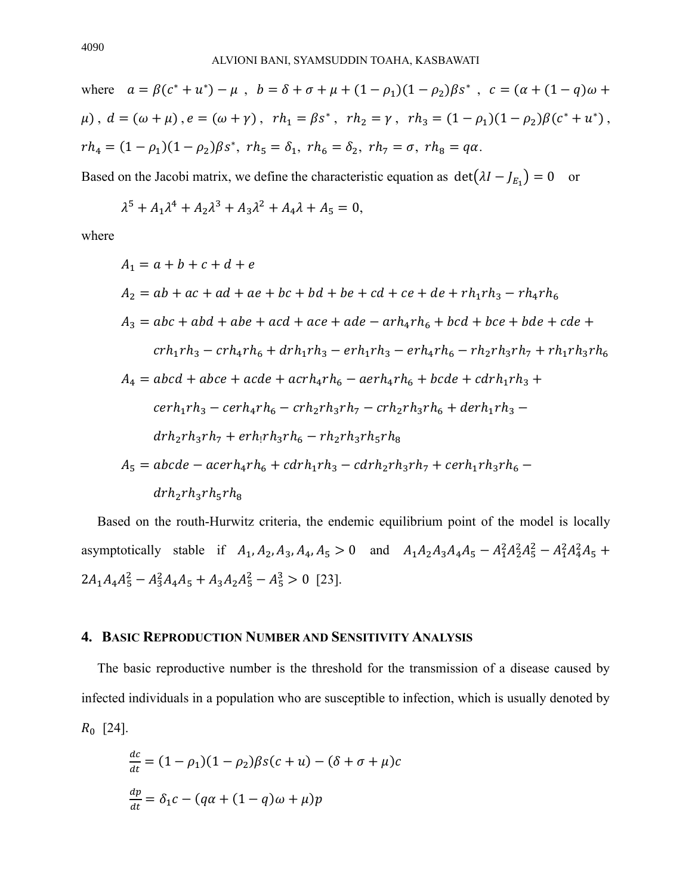where $a = \beta(c^* + u^*) - \mu$ , $b = \delta + \sigma + \mu + (1-\rho_1)(1-\rho_2)\beta s^*$ , $c = (\alpha + (1-q)\omega + \mu)$ , $d = (\omega + \mu)$ , $e = (\omega + \gamma)$ , $rh_1 = \beta s^*$ , $rh_2 = \gamma$ , $rh_3 = (1-\rho_1)(1-\rho_2)\beta(c^* + u^*)$ , $rh_4 = (1-\rho_1)(1-\rho_2)\beta s^*$, $rh_5 = \delta_1$, $rh_6 = \delta_2$, $rh_7 = \sigma$, $rh_8 = q\alpha$.

Based on the Jacobi matrix, we define the characteristic equation as $\det(\lambda I - J_{E_1}) = 0$ or

$$\lambda^5 + A_1\lambda^4 + A_2\lambda^3 + A_3\lambda^2 + A_4\lambda + A_5 = 0,$$

where

$$A_1 = a + b + c + d + e$$

$$A_2 = ab + ac + ad + ae + bc + bd + be + cd + ce + de + rh_1rh_3 - rh_4rh_6$$

$$A_3 = abc + abd + abe + acd + ace + ade - arh_4rh_6 + bcd + bce + bde + cde + crh_1rh_3 - crh_4rh_6 + drh_1rh_3 - erh_1rh_3 - erh_4rh_6 - rh_2rh_3rh_7 + rh_1rh_3rh_6$$

$$A_4 = abcd + abce + acde + acrh_4rh_6 - aerh_4rh_6 + bcde + cdrh_1rh_3 + cerh_1rh_3 - cerh_4rh_6 - crh_2rh_3rh_7 - crh_2rh_3rh_6 + derh_1rh_3 - drh_2rh_3rh_7 + erh_1rh_3rh_6 - rh_2rh_3rh_5rh_8$$

$$A_5 = abcde - acerh_4rh_6 + cdrh_1rh_3 - cdrh_2rh_3rh_7 + cerh_1rh_3rh_6 - drh_2rh_3rh_5rh_8$$

Based on the routh-Hurwitz criteria, the endemic equilibrium point of the model is locally asymptotically stable if $A_1, A_2, A_3, A_4, A_5 > 0$ and $A_1A_2A_3A_4A_5 - A_1^2A_2^2A_5^2 - A_1^2A_4^2A_5 + 2A_1A_4A_5^2 - A_3^2A_4A_5 + A_3A_2A_5^2 - A_5^3 > 0$ [23].

## 4. Basic Reproduction Number and Sensitivity Analysis

The basic reproductive number is the threshold for the transmission of a disease caused by infected individuals in a population who are susceptible to infection, which is usually denoted by $R_0$ [24].

$$\frac{dc}{dt} = (1-\rho_1)(1-\rho_2)\beta s(c + u) - (\delta + \sigma + \mu)c$$

$$\frac{dp}{dt} = \delta_1 c - (q\alpha + (1-q)\omega + \mu)p$$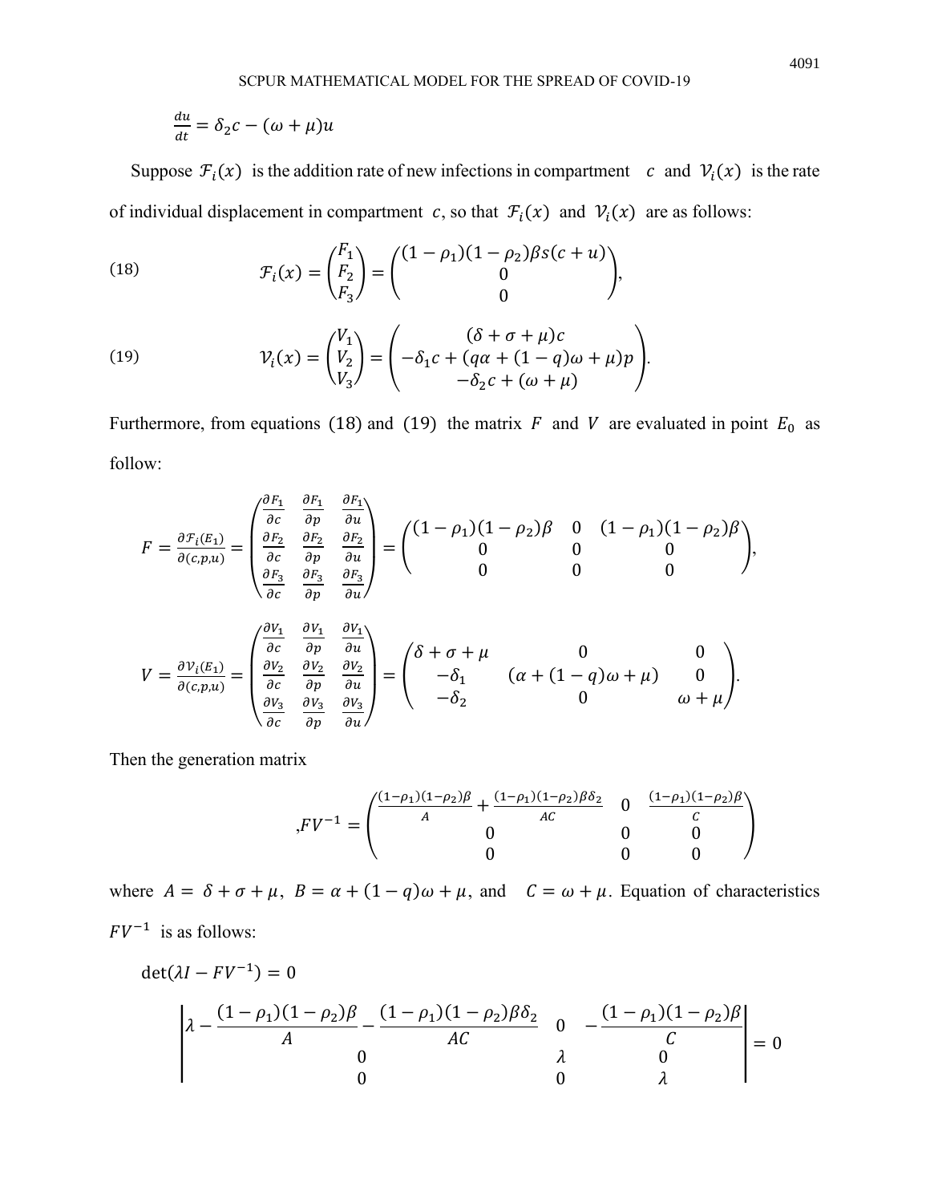$$\frac{du}{dt} = \delta_2 c - (\omega + \mu)u$$

Suppose $\mathcal{F}_i(x)$ is the addition rate of new infections in compartment $c$ and $\mathcal{V}_i(x)$ is the rate of individual displacement in compartment $c$, so that $\mathcal{F}_i(x)$ and $\mathcal{V}_i(x)$ are as follows:

$$\mathcal{F}_i(x) = \begin{pmatrix} F_1 \\ F_2 \\ F_3 \end{pmatrix} = \begin{pmatrix} (1-\rho_1)(1-\rho_2)\beta s(c+u) \\ 0 \\ 0 \end{pmatrix}, \tag{18}$$

$$\mathcal{V}_i(x) = \begin{pmatrix} V_1 \\ V_2 \\ V_3 \end{pmatrix} = \begin{pmatrix} (\delta + \sigma + \mu)c \\ -\delta_1 c + (q\alpha + (1-q)\omega + \mu)p \\ -\delta_2 c + (\omega + \mu) \end{pmatrix}. \tag{19}$$

Furthermore, from equations (18) and (19) the matrix $F$ and $V$ are evaluated in point $E_0$ as follow:

$$F = \frac{\partial \mathcal{F}_i(E_1)}{\partial(c,p,u)} = \begin{pmatrix} \frac{\partial F_1}{\partial c} & \frac{\partial F_1}{\partial p} & \frac{\partial F_1}{\partial u} \\ \frac{\partial F_2}{\partial c} & \frac{\partial F_2}{\partial p} & \frac{\partial F_2}{\partial u} \\ \frac{\partial F_3}{\partial c} & \frac{\partial F_3}{\partial p} & \frac{\partial F_3}{\partial u} \end{pmatrix} = \begin{pmatrix} (1-\rho_1)(1-\rho_2)\beta & 0 & (1-\rho_1)(1-\rho_2)\beta \\ 0 & 0 & 0 \\ 0 & 0 & 0 \end{pmatrix},$$

$$V = \frac{\partial \mathcal{V}_i(E_1)}{\partial(c,p,u)} = \begin{pmatrix} \frac{\partial V_1}{\partial c} & \frac{\partial V_1}{\partial p} & \frac{\partial V_1}{\partial u} \\ \frac{\partial V_2}{\partial c} & \frac{\partial V_2}{\partial p} & \frac{\partial V_2}{\partial u} \\ \frac{\partial V_3}{\partial c} & \frac{\partial V_3}{\partial p} & \frac{\partial V_3}{\partial u} \end{pmatrix} = \begin{pmatrix} \delta + \sigma + \mu & 0 & 0 \\ -\delta_1 & (\alpha + (1-q)\omega + \mu) & 0 \\ -\delta_2 & 0 & \omega + \mu \end{pmatrix}.$$

Then the generation matrix

$$,FV^{-1} = \begin{pmatrix} \frac{(1-\rho_1)(1-\rho_2)\beta}{A} + \frac{(1-\rho_1)(1-\rho_2)\beta\delta_2}{AC} & 0 & \frac{(1-\rho_1)(1-\rho_2)\beta}{C} \\ 0 & 0 & 0 \\ 0 & 0 & 0 \end{pmatrix}$$

where $A = \delta + \sigma + \mu$, $B = \alpha + (1-q)\omega + \mu$, and $C = \omega + \mu$. Equation of characteristics $FV^{-1}$ is as follows:

$$\det(\lambda I - FV^{-1}) = 0$$

$$\begin{vmatrix} \lambda - \frac{(1-\rho_1)(1-\rho_2)\beta}{A} - \frac{(1-\rho_1)(1-\rho_2)\beta\delta_2}{AC} & 0 & -\frac{(1-\rho_1)(1-\rho_2)\beta}{C} \\ 0 & \lambda & 0 \\ 0 & 0 & \lambda \end{vmatrix} = 0$$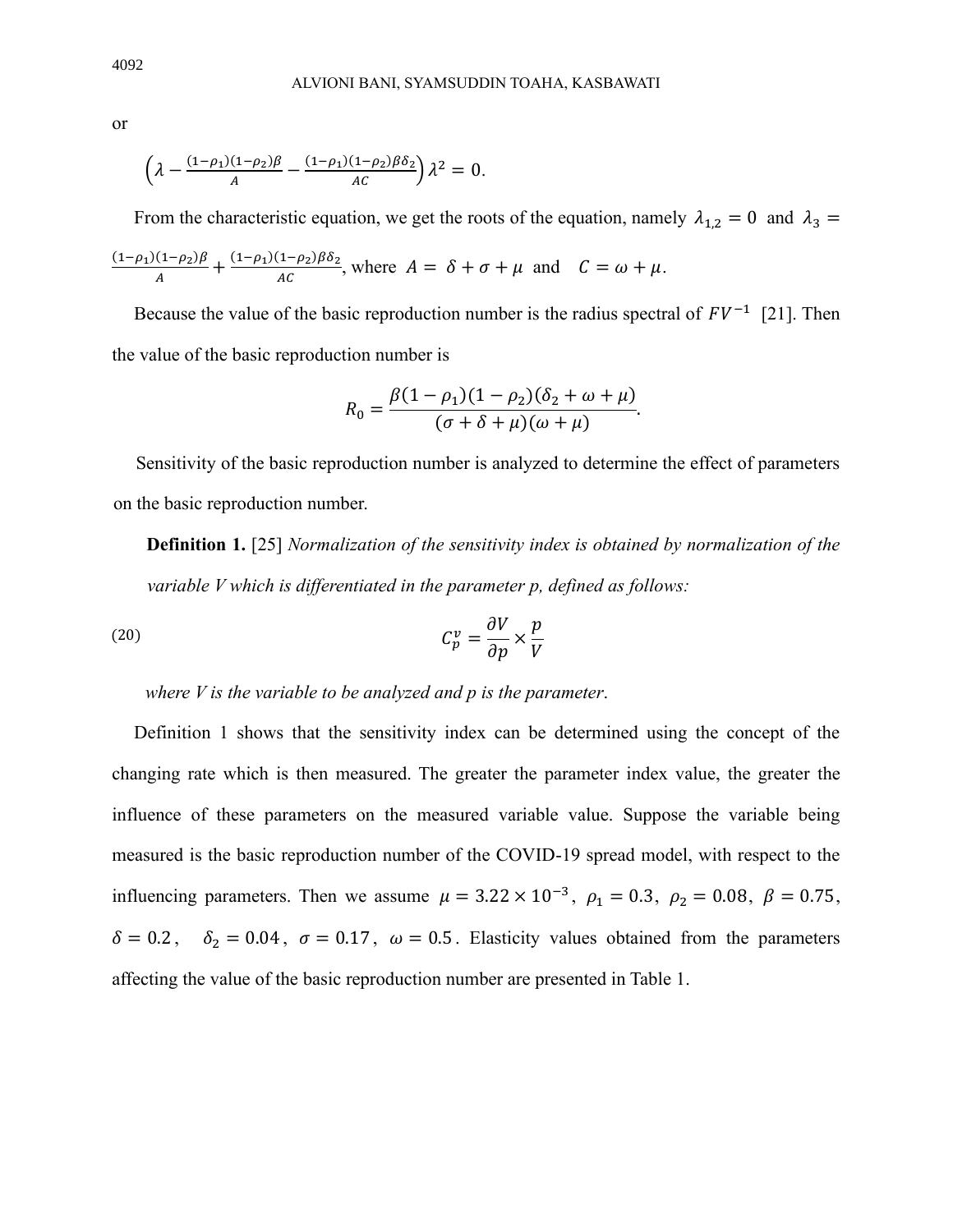or

$$\left(\lambda - \frac{(1-\rho_1)(1-\rho_2)\beta}{A} - \frac{(1-\rho_1)(1-\rho_2)\beta\delta_2}{AC}\right)\lambda^2 = 0.$$

From the characteristic equation, we get the roots of the equation, namely $\lambda_{1,2} = 0$ and $\lambda_3 = \frac{(1-\rho_1)(1-\rho_2)\beta}{A} + \frac{(1-\rho_1)(1-\rho_2)\beta\delta_2}{AC}$, where $A = \delta + \sigma + \mu$ and $C = \omega + \mu$.

Because the value of the basic reproduction number is the radius spectral of $FV^{-1}$ [21]. Then the value of the basic reproduction number is

$$R_0 = \frac{\beta(1-\rho_1)(1-\rho_2)(\delta_2 + \omega + \mu)}{(\sigma + \delta + \mu)(\omega + \mu)}.$$

Sensitivity of the basic reproduction number is analyzed to determine the effect of parameters on the basic reproduction number.

**Definition 1.** [25] *Normalization of the sensitivity index is obtained by normalization of the variable V which is differentiated in the parameter p, defined as follows:*

$$C_p^v = \frac{\partial V}{\partial p} \times \frac{p}{V} \tag{20}$$

*where V is the variable to be analyzed and p is the parameter.*

Definition 1 shows that the sensitivity index can be determined using the concept of the changing rate which is then measured. The greater the parameter index value, the greater the influence of these parameters on the measured variable value. Suppose the variable being measured is the basic reproduction number of the COVID-19 spread model, with respect to the influencing parameters. Then we assume $\mu = 3.22 \times 10^{-3}$, $\rho_1 = 0.3$, $\rho_2 = 0.08$, $\beta = 0.75$, $\delta = 0.2$, $\delta_2 = 0.04$, $\sigma = 0.17$, $\omega = 0.5$. Elasticity values obtained from the parameters affecting the value of the basic reproduction number are presented in Table 1.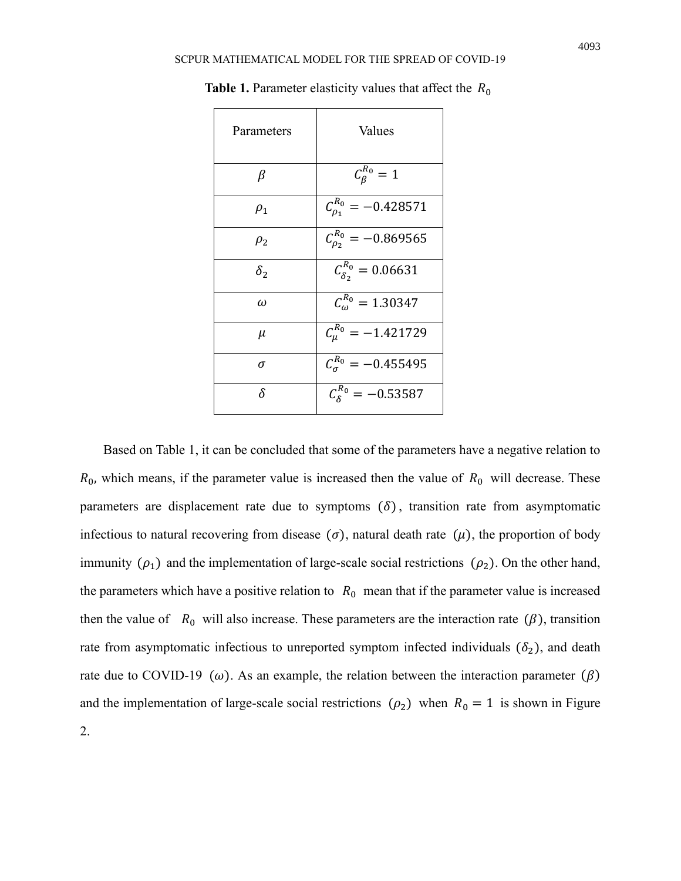**Table 1.** Parameter elasticity values that affect the $R_0$

| Parameters | Values |
|---|---|
| $\beta$ | $C_{\beta}^{R_0} = 1$ |
| $\rho_1$ | $C_{\rho_1}^{R_0} = -0.428571$ |
| $\rho_2$ | $C_{\rho_2}^{R_0} = -0.869565$ |
| $\delta_2$ | $C_{\delta_2}^{R_0} = 0.06631$ |
| $\omega$ | $C_{\omega}^{R_0} = 1.30347$ |
| $\mu$ | $C_{\mu}^{R_0} = -1.421729$ |
| $\sigma$ | $C_{\sigma}^{R_0} = -0.455495$ |
| $\delta$ | $C_{\delta}^{R_0} = -0.53587$ |

Based on Table 1, it can be concluded that some of the parameters have a negative relation to $R_0$, which means, if the parameter value is increased then the value of $R_0$ will decrease. These parameters are displacement rate due to symptoms $(\delta)$, transition rate from asymptomatic infectious to natural recovering from disease $(\sigma)$, natural death rate $(\mu)$, the proportion of body immunity $(\rho_1)$ and the implementation of large-scale social restrictions $(\rho_2)$. On the other hand, the parameters which have a positive relation to $R_0$ mean that if the parameter value is increased then the value of $R_0$ will also increase. These parameters are the interaction rate $(\beta)$, transition rate from asymptomatic infectious to unreported symptom infected individuals $(\delta_2)$, and death rate due to COVID-19 $(\omega)$. As an example, the relation between the interaction parameter $(\beta)$ and the implementation of large-scale social restrictions $(\rho_2)$ when $R_0 = 1$ is shown in Figure 2.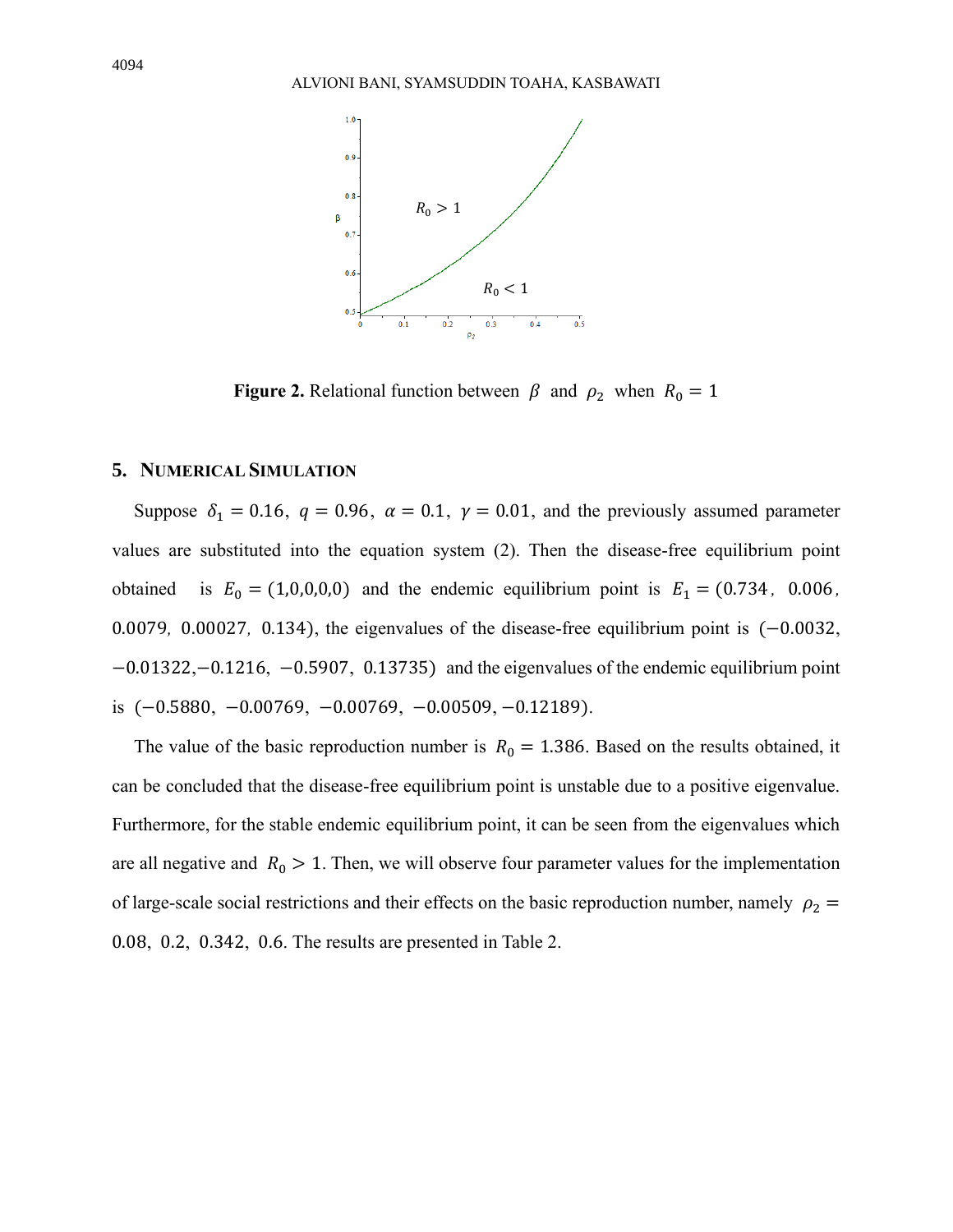**Figure 2.** Relational function between $\beta$ and $\rho_2$ when $R_0 = 1$

## 5. NUMERICAL SIMULATION

Suppose $\delta_1 = 0.16$, $q = 0.96$, $\alpha = 0.1$, $\gamma = 0.01$, and the previously assumed parameter values are substituted into the equation system (2). Then the disease-free equilibrium point obtained is $E_0 = (1,0,0,0,0)$ and the endemic equilibrium point is $E_1 = (0.734,\ 0.006,\ 0.0079,\ 0.00027,\ 0.134)$, the eigenvalues of the disease-free equilibrium point is $(-0.0032, -0.01322, -0.1216, -0.5907, 0.13735)$ and the eigenvalues of the endemic equilibrium point is $(-0.5880, -0.00769, -0.00769, -0.00509, -0.12189)$.

The value of the basic reproduction number is $R_0 = 1.386$. Based on the results obtained, it can be concluded that the disease-free equilibrium point is unstable due to a positive eigenvalue. Furthermore, for the stable endemic equilibrium point, it can be seen from the eigenvalues which are all negative and $R_0 > 1$. Then, we will observe four parameter values for the implementation of large-scale social restrictions and their effects on the basic reproduction number, namely $\rho_2 = 0.08,\ 0.2,\ 0.342,\ 0.6$. The results are presented in Table 2.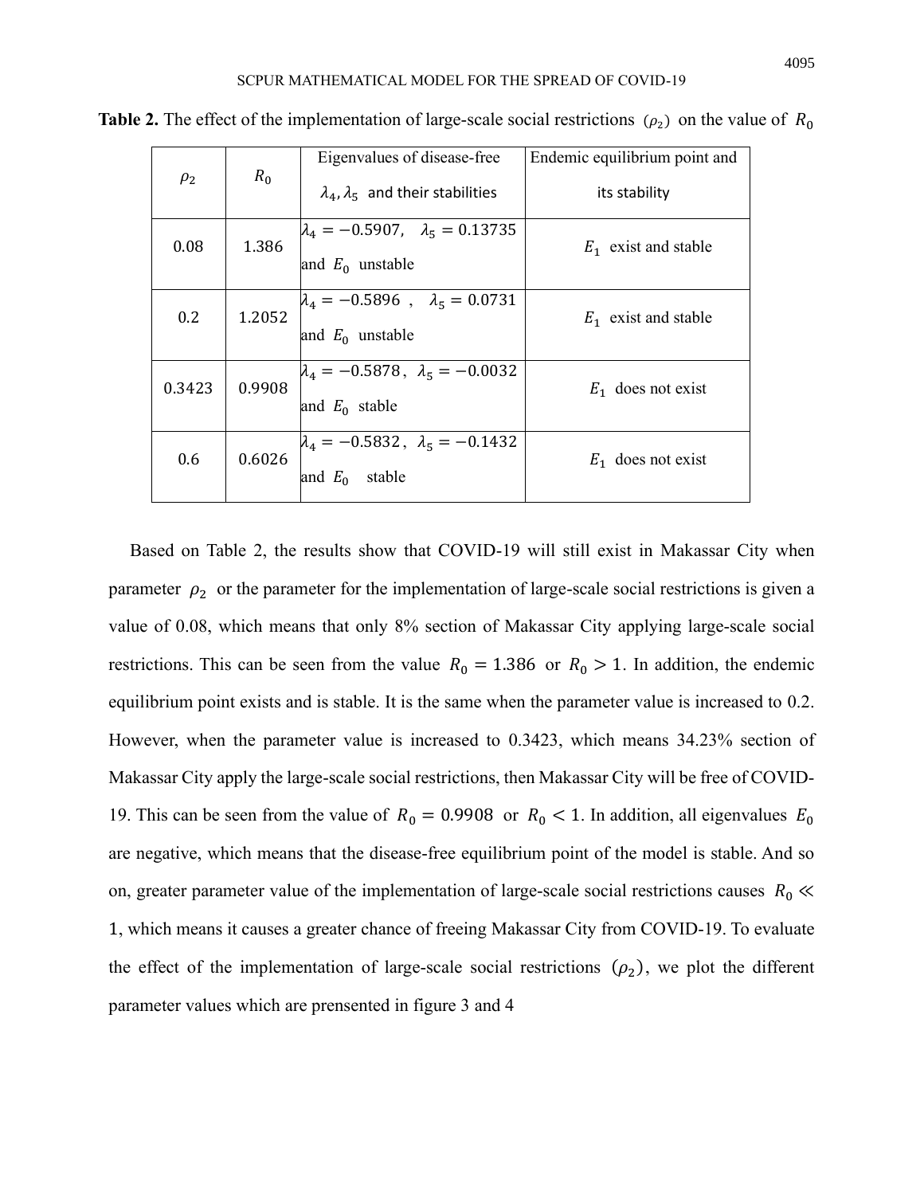**Table 2.** The effect of the implementation of large-scale social restrictions $(\rho_2)$ on the value of $R_0$

| $\rho_2$ | $R_0$ | Eigenvalues of disease-free $\lambda_4, \lambda_5$ and their stabilities | Endemic equilibrium point and its stability |
|---|---|---|---|
| 0.08 | 1.386 | $\lambda_4 = -0.5907, \quad \lambda_5 = 0.13735$ and $E_0$ unstable | $E_1$ exist and stable |
| 0.2 | 1.2052 | $\lambda_4 = -0.5896 \ , \quad \lambda_5 = 0.0731$ and $E_0$ unstable | $E_1$ exist and stable |
| 0.3423 | 0.9908 | $\lambda_4 = -0.5878\,, \ \lambda_5 = -0.0032$ and $E_0$ stable | $E_1$ does not exist |
| 0.6 | 0.6026 | $\lambda_4 = -0.5832\,, \ \lambda_5 = -0.1432$ and $E_0$ stable | $E_1$ does not exist |

Based on Table 2, the results show that COVID-19 will still exist in Makassar City when parameter $\rho_2$ or the parameter for the implementation of large-scale social restrictions is given a value of 0.08, which means that only 8% section of Makassar City applying large-scale social restrictions. This can be seen from the value $R_0 = 1.386$ or $R_0 > 1$. In addition, the endemic equilibrium point exists and is stable. It is the same when the parameter value is increased to 0.2. However, when the parameter value is increased to 0.3423, which means 34.23% section of Makassar City apply the large-scale social restrictions, then Makassar City will be free of COVID-19. This can be seen from the value of $R_0 = 0.9908$ or $R_0 < 1$. In addition, all eigenvalues $E_0$ are negative, which means that the disease-free equilibrium point of the model is stable. And so on, greater parameter value of the implementation of large-scale social restrictions causes $R_0 \ll 1$, which means it causes a greater chance of freeing Makassar City from COVID-19. To evaluate the effect of the implementation of large-scale social restrictions $(\rho_2)$, we plot the different parameter values which are prensented in figure 3 and 4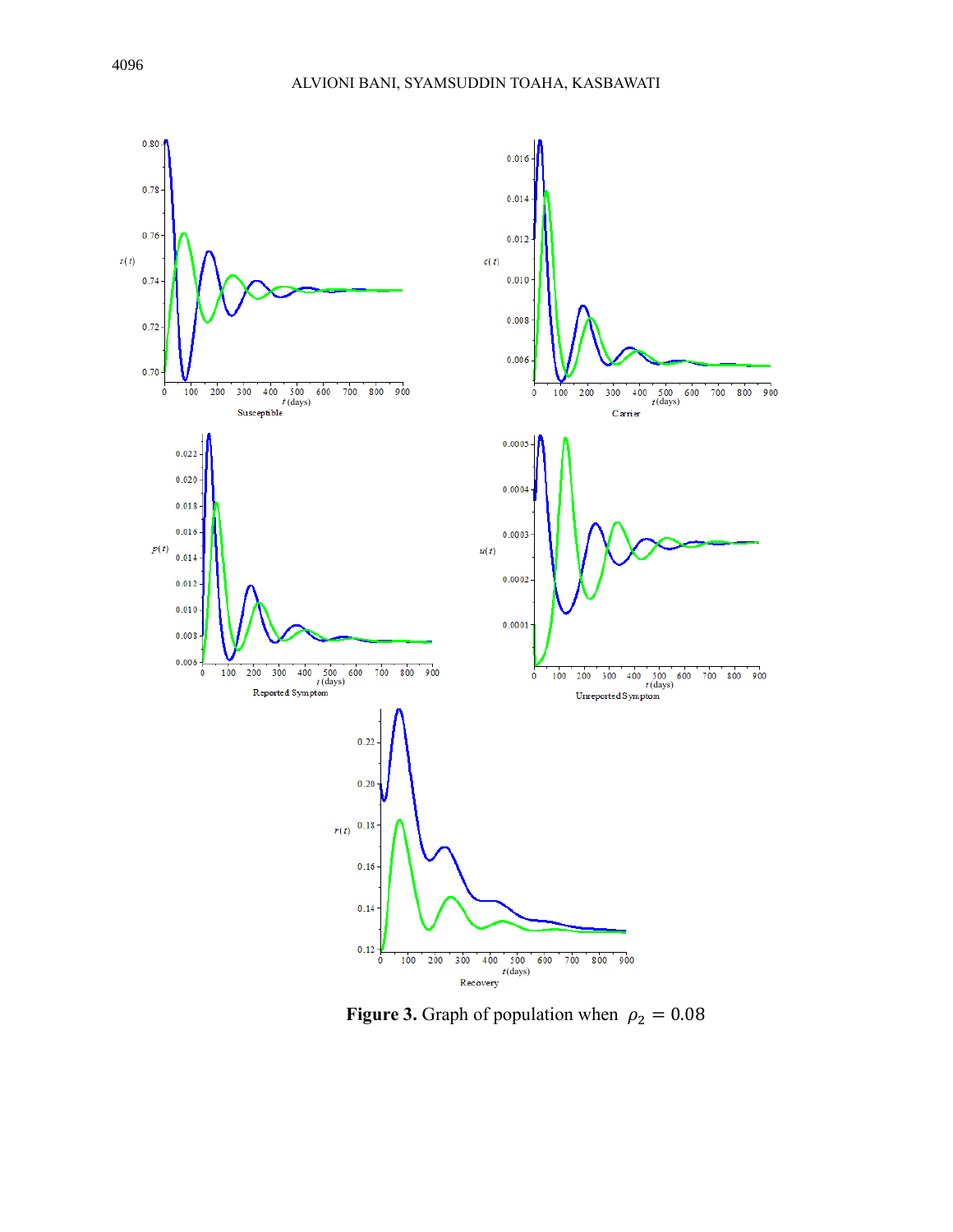**Figure 3.** Graph of population when $\rho_2 = 0.08$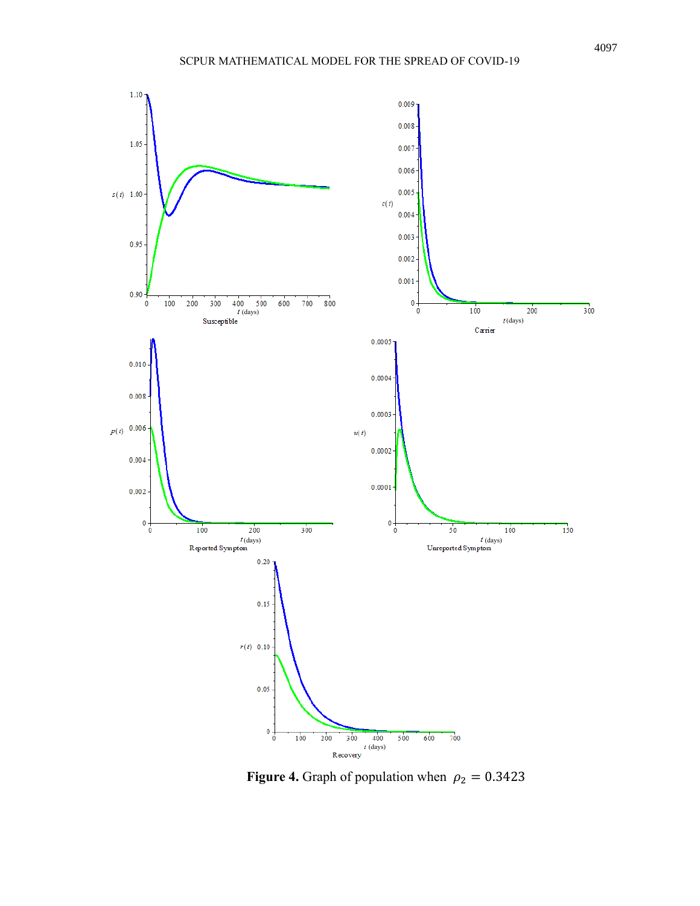**Figure 4.** Graph of population when $\rho_2 = 0.3423$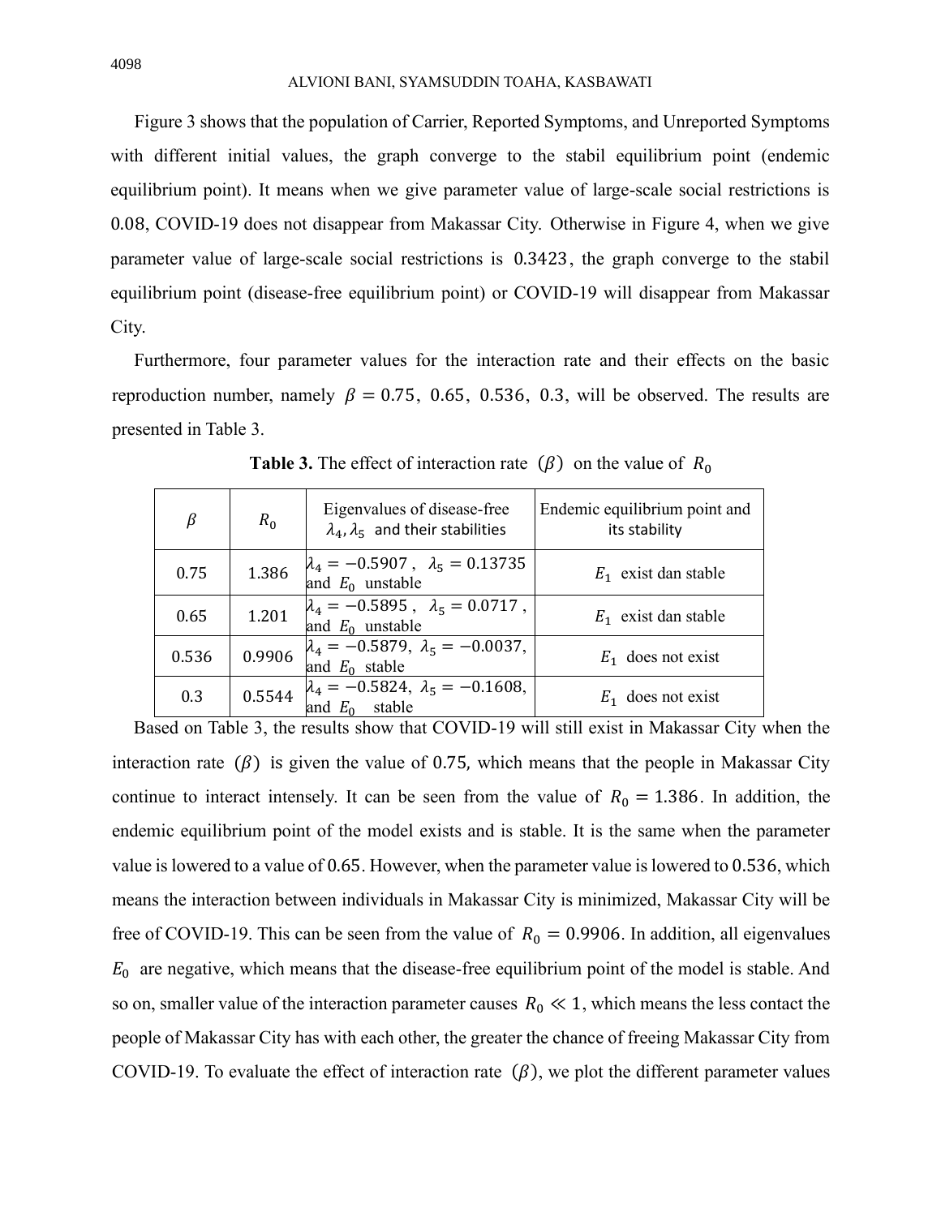Figure 3 shows that the population of Carrier, Reported Symptoms, and Unreported Symptoms with different initial values, the graph converge to the stabil equilibrium point (endemic equilibrium point). It means when we give parameter value of large-scale social restrictions is 0.08, COVID-19 does not disappear from Makassar City. Otherwise in Figure 4, when we give parameter value of large-scale social restrictions is 0.3423, the graph converge to the stabil equilibrium point (disease-free equilibrium point) or COVID-19 will disappear from Makassar City.

Furthermore, four parameter values for the interaction rate and their effects on the basic reproduction number, namely $\beta = 0.75,\ 0.65,\ 0.536,\ 0.3$, will be observed. The results are presented in Table 3.

**Table 3.** The effect of interaction rate $(\beta)$ on the value of $R_0$

| $\beta$ | $R_0$ | Eigenvalues of disease-free $\lambda_4, \lambda_5$ and their stabilities | Endemic equilibrium point and its stability |
|---|---|---|---|
| 0.75 | 1.386 | $\lambda_4 = -0.5907$, $\lambda_5 = 0.13735$ and $E_0$ unstable | $E_1$ exist dan stable |
| 0.65 | 1.201 | $\lambda_4 = -0.5895$, $\lambda_5 = 0.0717$, and $E_0$ unstable | $E_1$ exist dan stable |
| 0.536 | 0.9906 | $\lambda_4 = -0.5879$, $\lambda_5 = -0.0037$, and $E_0$ stable | $E_1$ does not exist |
| 0.3 | 0.5544 | $\lambda_4 = -0.5824$, $\lambda_5 = -0.1608$, and $E_0$ stable | $E_1$ does not exist |

Based on Table 3, the results show that COVID-19 will still exist in Makassar City when the interaction rate $(\beta)$ is given the value of 0.75, which means that the people in Makassar City continue to interact intensely. It can be seen from the value of $R_0 = 1.386$. In addition, the endemic equilibrium point of the model exists and is stable. It is the same when the parameter value is lowered to a value of 0.65. However, when the parameter value is lowered to 0.536, which means the interaction between individuals in Makassar City is minimized, Makassar City will be free of COVID-19. This can be seen from the value of $R_0 = 0.9906$. In addition, all eigenvalues $E_0$ are negative, which means that the disease-free equilibrium point of the model is stable. And so on, smaller value of the interaction parameter causes $R_0 \ll 1$, which means the less contact the people of Makassar City has with each other, the greater the chance of freeing Makassar City from COVID-19. To evaluate the effect of interaction rate $(\beta)$, we plot the different parameter values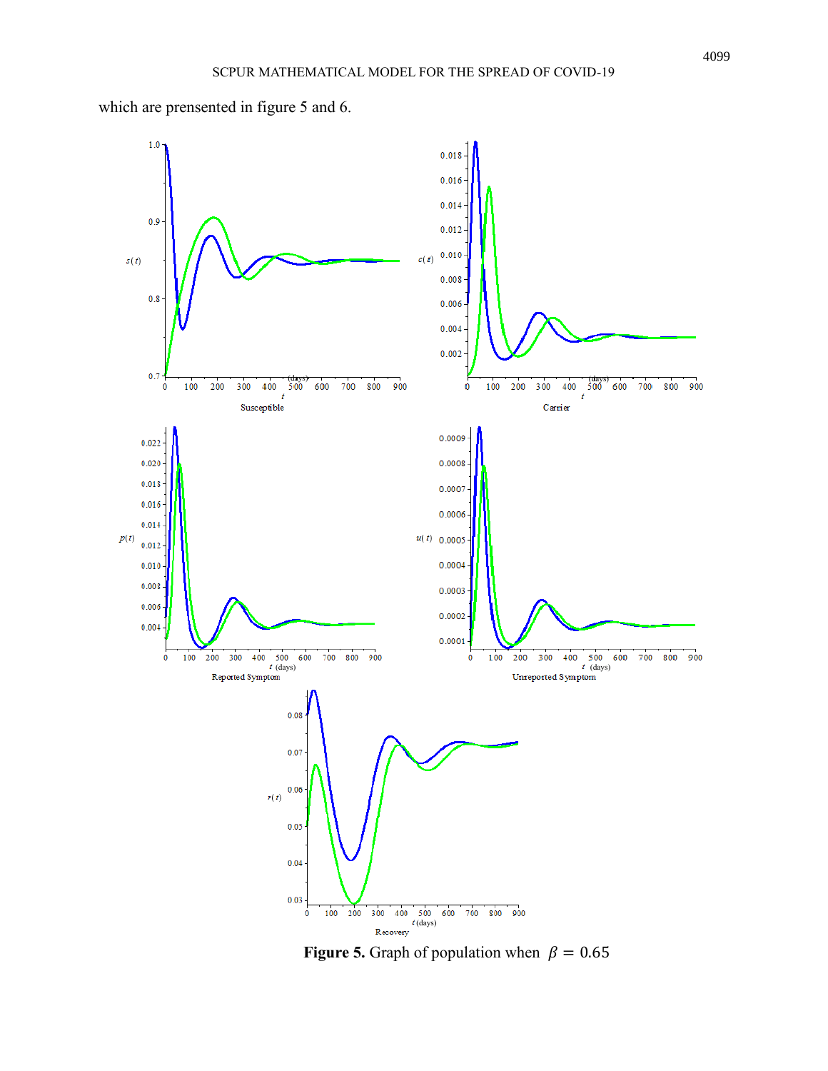which are prensented in figure 5 and 6.

**Figure 5.** Graph of population when $\beta = 0.65$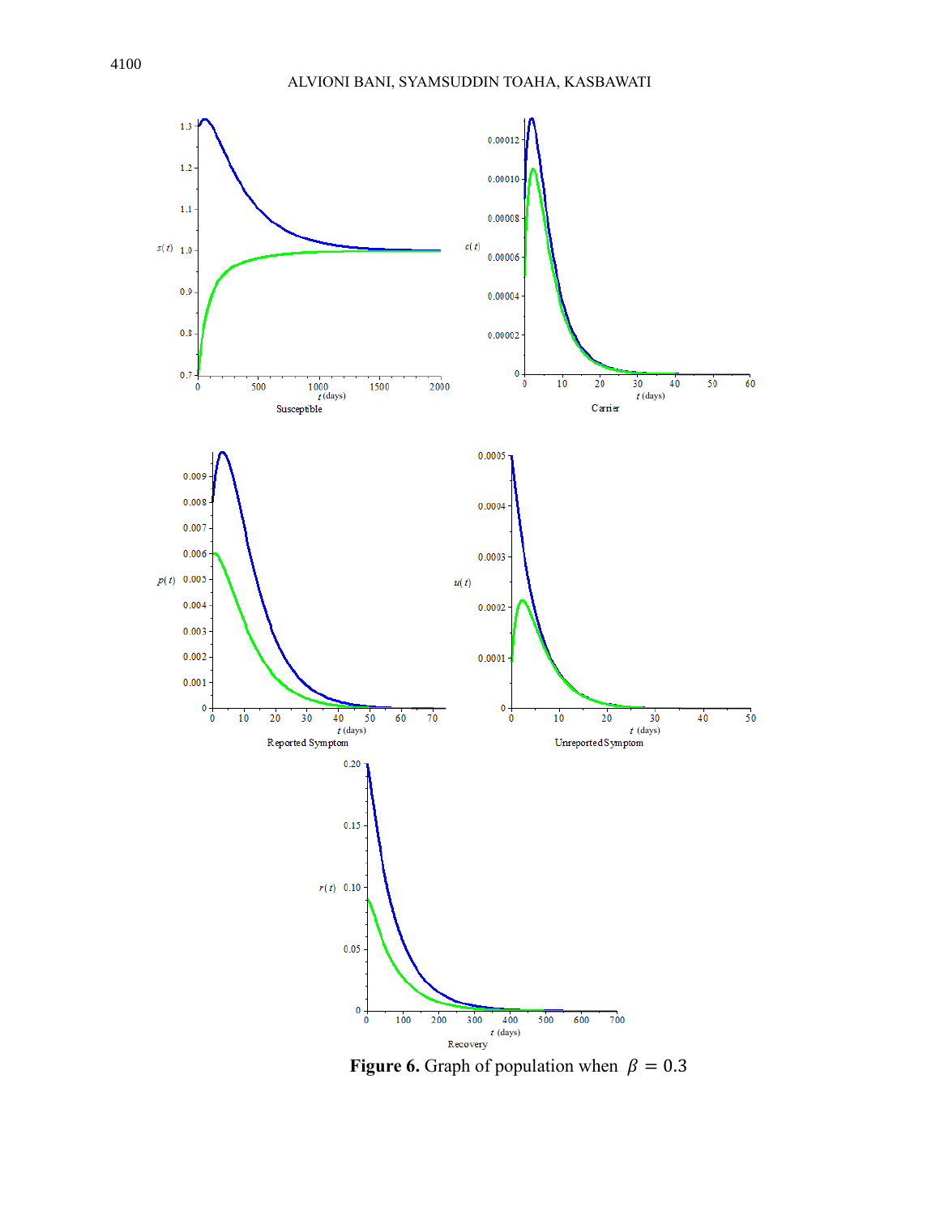**Figure 6.** Graph of population when $\beta = 0.3$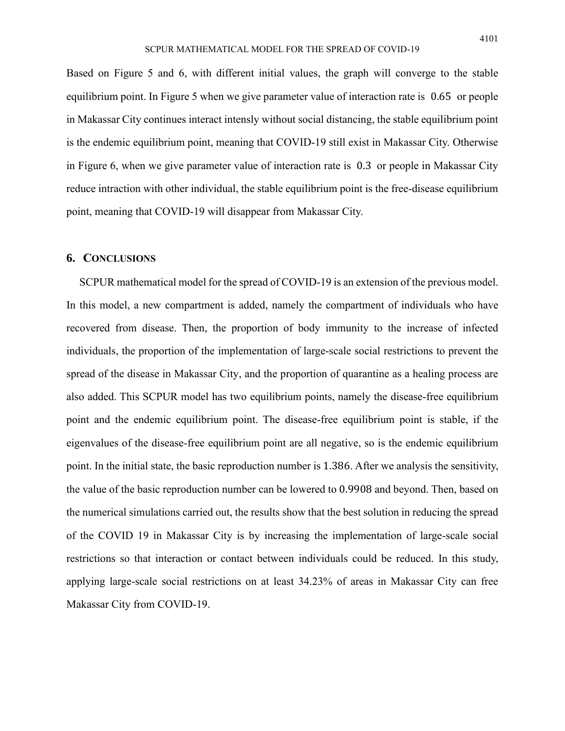Based on Figure 5 and 6, with different initial values, the graph will converge to the stable equilibrium point. In Figure 5 when we give parameter value of interaction rate is $0.65$ or people in Makassar City continues interact intensly without social distancing, the stable equilibrium point is the endemic equilibrium point, meaning that COVID-19 still exist in Makassar City. Otherwise in Figure 6, when we give parameter value of interaction rate is $0.3$ or people in Makassar City reduce intraction with other individual, the stable equilibrium point is the free-disease equilibrium point, meaning that COVID-19 will disappear from Makassar City.

## 6. CONCLUSIONS

SCPUR mathematical model for the spread of COVID-19 is an extension of the previous model. In this model, a new compartment is added, namely the compartment of individuals who have recovered from disease. Then, the proportion of body immunity to the increase of infected individuals, the proportion of the implementation of large-scale social restrictions to prevent the spread of the disease in Makassar City, and the proportion of quarantine as a healing process are also added. This SCPUR model has two equilibrium points, namely the disease-free equilibrium point and the endemic equilibrium point. The disease-free equilibrium point is stable, if the eigenvalues of the disease-free equilibrium point are all negative, so is the endemic equilibrium point. In the initial state, the basic reproduction number is $1.386$. After we analysis the sensitivity, the value of the basic reproduction number can be lowered to $0.9908$ and beyond. Then, based on the numerical simulations carried out, the results show that the best solution in reducing the spread of the COVID 19 in Makassar City is by increasing the implementation of large-scale social restrictions so that interaction or contact between individuals could be reduced. In this study, applying large-scale social restrictions on at least 34.23% of areas in Makassar City can free Makassar City from COVID-19.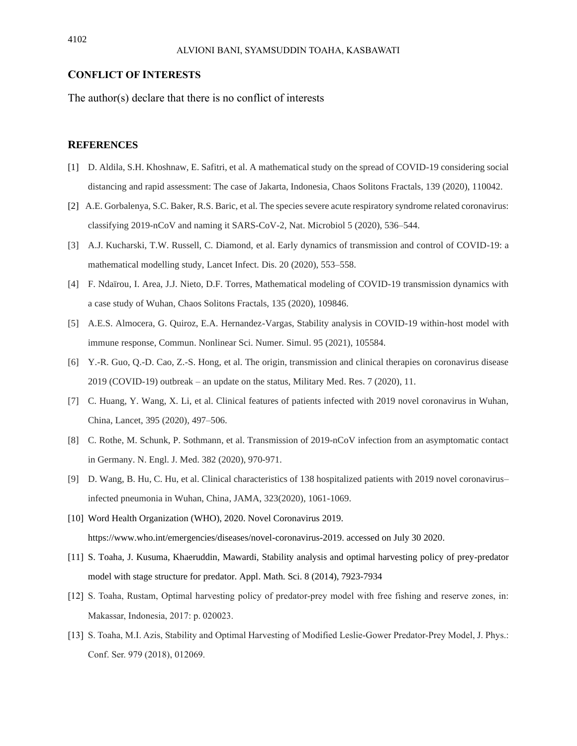## CONFLICT OF INTERESTS

The author(s) declare that there is no conflict of interests

## REFERENCES

[1] D. Aldila, S.H. Khoshnaw, E. Safitri, et al. A mathematical study on the spread of COVID-19 considering social distancing and rapid assessment: The case of Jakarta, Indonesia, Chaos Solitons Fractals, 139 (2020), 110042.

[2] A.E. Gorbalenya, S.C. Baker, R.S. Baric, et al. The species severe acute respiratory syndrome related coronavirus: classifying 2019-nCoV and naming it SARS-CoV-2, Nat. Microbiol 5 (2020), 536–544.

[3] A.J. Kucharski, T.W. Russell, C. Diamond, et al. Early dynamics of transmission and control of COVID-19: a mathematical modelling study, Lancet Infect. Dis. 20 (2020), 553–558.

[4] F. Ndaïrou, I. Area, J.J. Nieto, D.F. Torres, Mathematical modeling of COVID-19 transmission dynamics with a case study of Wuhan, Chaos Solitons Fractals, 135 (2020), 109846.

[5] A.E.S. Almocera, G. Quiroz, E.A. Hernandez-Vargas, Stability analysis in COVID-19 within-host model with immune response, Commun. Nonlinear Sci. Numer. Simul. 95 (2021), 105584.

[6] Y.-R. Guo, Q.-D. Cao, Z.-S. Hong, et al. The origin, transmission and clinical therapies on coronavirus disease 2019 (COVID-19) outbreak – an update on the status, Military Med. Res. 7 (2020), 11.

[7] C. Huang, Y. Wang, X. Li, et al. Clinical features of patients infected with 2019 novel coronavirus in Wuhan, China, Lancet, 395 (2020), 497–506.

[8] C. Rothe, M. Schunk, P. Sothmann, et al. Transmission of 2019-nCoV infection from an asymptomatic contact in Germany. N. Engl. J. Med. 382 (2020), 970-971.

[9] D. Wang, B. Hu, C. Hu, et al. Clinical characteristics of 138 hospitalized patients with 2019 novel coronavirus–infected pneumonia in Wuhan, China, JAMA, 323(2020), 1061-1069.

[10] Word Health Organization (WHO), 2020. Novel Coronavirus 2019. https://www.who.int/emergencies/diseases/novel-coronavirus-2019. accessed on July 30 2020.

[11] S. Toaha, J. Kusuma, Khaeruddin, Mawardi, Stability analysis and optimal harvesting policy of prey-predator model with stage structure for predator. Appl. Math. Sci. 8 (2014), 7923-7934

[12] S. Toaha, Rustam, Optimal harvesting policy of predator-prey model with free fishing and reserve zones, in: Makassar, Indonesia, 2017: p. 020023.

[13] S. Toaha, M.I. Azis, Stability and Optimal Harvesting of Modified Leslie-Gower Predator-Prey Model, J. Phys.: Conf. Ser. 979 (2018), 012069.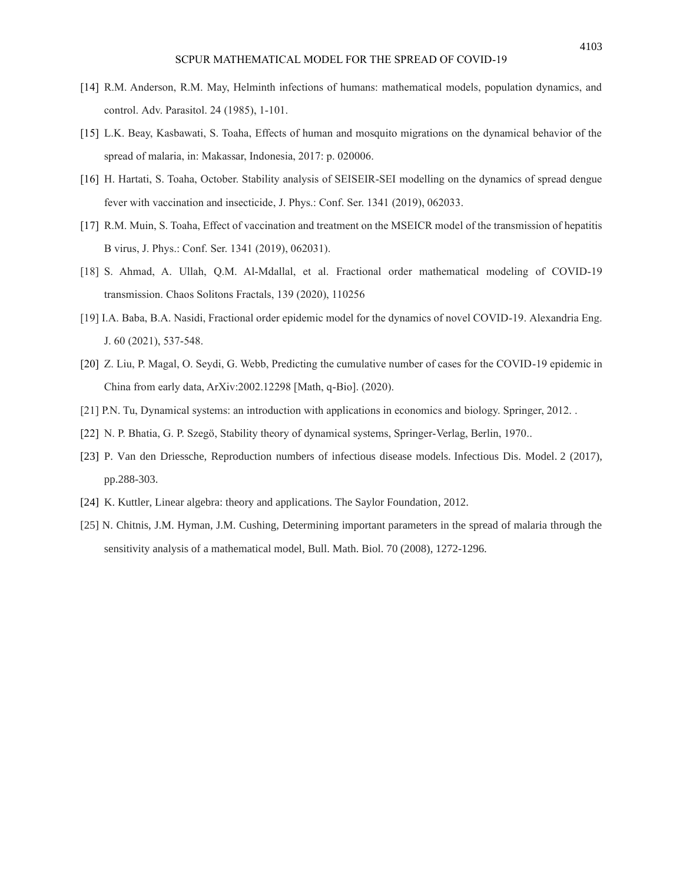[14] R.M. Anderson, R.M. May, Helminth infections of humans: mathematical models, population dynamics, and control. Adv. Parasitol. 24 (1985), 1-101.

[15] L.K. Beay, Kasbawati, S. Toaha, Effects of human and mosquito migrations on the dynamical behavior of the spread of malaria, in: Makassar, Indonesia, 2017: p. 020006.

[16] H. Hartati, S. Toaha, October. Stability analysis of SEISEIR-SEI modelling on the dynamics of spread dengue fever with vaccination and insecticide, J. Phys.: Conf. Ser. 1341 (2019), 062033.

[17] R.M. Muin, S. Toaha, Effect of vaccination and treatment on the MSEICR model of the transmission of hepatitis B virus, J. Phys.: Conf. Ser. 1341 (2019), 062031).

[18] S. Ahmad, A. Ullah, Q.M. Al-Mdallal, et al. Fractional order mathematical modeling of COVID-19 transmission. Chaos Solitons Fractals, 139 (2020), 110256

[19] I.A. Baba, B.A. Nasidi, Fractional order epidemic model for the dynamics of novel COVID-19. Alexandria Eng. J. 60 (2021), 537-548.

[20] Z. Liu, P. Magal, O. Seydi, G. Webb, Predicting the cumulative number of cases for the COVID-19 epidemic in China from early data, ArXiv:2002.12298 [Math, q-Bio]. (2020).

[21] P.N. Tu, Dynamical systems: an introduction with applications in economics and biology. Springer, 2012. .

[22] N. P. Bhatia, G. P. Szegö, Stability theory of dynamical systems, Springer-Verlag, Berlin, 1970..

[23] P. Van den Driessche, Reproduction numbers of infectious disease models. Infectious Dis. Model. 2 (2017), pp.288-303.

[24] K. Kuttler, Linear algebra: theory and applications. The Saylor Foundation, 2012.

[25] N. Chitnis, J.M. Hyman, J.M. Cushing, Determining important parameters in the spread of malaria through the sensitivity analysis of a mathematical model, Bull. Math. Biol. 70 (2008), 1272-1296.